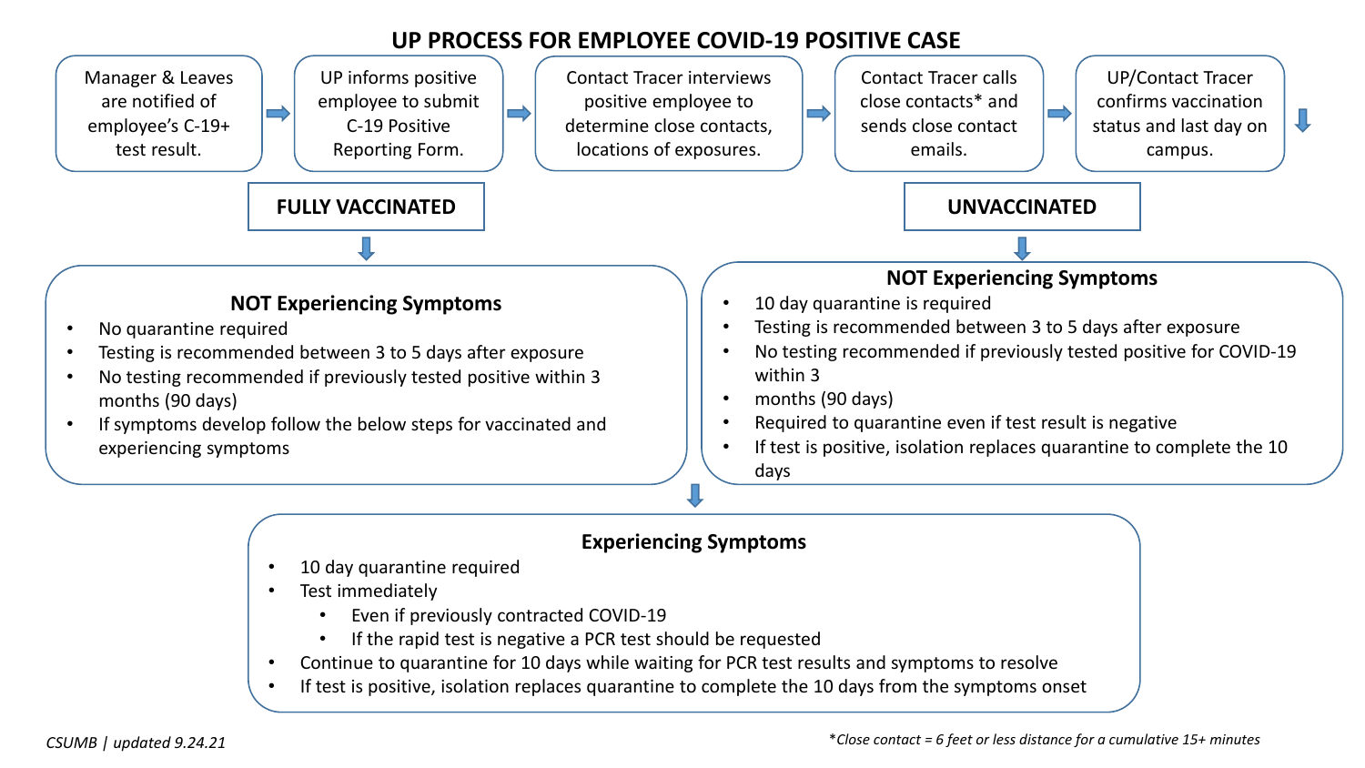# UP PROCESS FOR EMPLOYEE COVID-19 POSITIVE CASE

1. Manager & Leaves are notified of employee's C-19+ test result.
2. UP informs positive employee to submit C-19 Positive Reporting Form.
3. Contact Tracer interviews positive employee to determine close contacts, locations of exposures.
4. Contact Tracer calls close contacts* and sends close contact emails.
5. UP/Contact Tracer confirms vaccination status and last day on campus.

## FULLY VACCINATED

### NOT Experiencing Symptoms

- No quarantine required
- Testing is recommended between 3 to 5 days after exposure
- No testing recommended if previously tested positive within 3 months (90 days)
- If symptoms develop follow the below steps for vaccinated and experiencing symptoms

## UNVACCINATED

### NOT Experiencing Symptoms

- 10 day quarantine is required
- Testing is recommended between 3 to 5 days after exposure
- No testing recommended if previously tested positive for COVID-19 within 3
- months (90 days)
- Required to quarantine even if test result is negative
- If test is positive, isolation replaces quarantine to complete the 10 days

### Experiencing Symptoms

- 10 day quarantine required
- Test immediately
  - Even if previously contracted COVID-19
  - If the rapid test is negative a PCR test should be requested
- Continue to quarantine for 10 days while waiting for PCR test results and symptoms to resolve
- If test is positive, isolation replaces quarantine to complete the 10 days from the symptoms onset

*CSUMB | updated 9.24.21*

*\*Close contact = 6 feet or less distance for a cumulative 15+ minutes*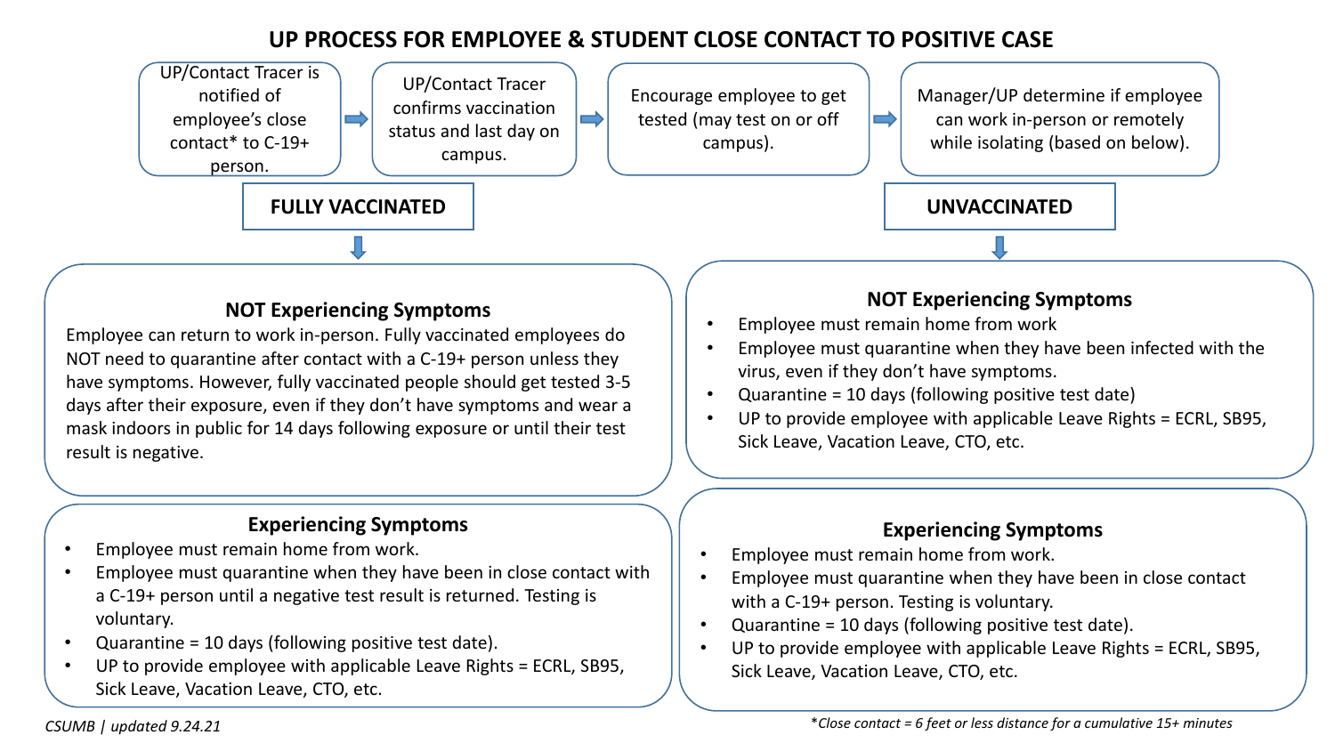# UP PROCESS FOR EMPLOYEE & STUDENT CLOSE CONTACT TO POSITIVE CASE

UP/Contact Tracer is notified of employee's close contact* to C-19+ person. → UP/Contact Tracer confirms vaccination status and last day on campus. → Encourage employee to get tested (may test on or off campus). → Manager/UP determine if employee can work in-person or remotely while isolating (based on below).

## FULLY VACCINATED

### NOT Experiencing Symptoms

Employee can return to work in-person. Fully vaccinated employees do NOT need to quarantine after contact with a C-19+ person unless they have symptoms. However, fully vaccinated people should get tested 3-5 days after their exposure, even if they don't have symptoms and wear a mask indoors in public for 14 days following exposure or until their test result is negative.

### Experiencing Symptoms

- Employee must remain home from work.
- Employee must quarantine when they have been in close contact with a C-19+ person until a negative test result is returned. Testing is voluntary.
- Quarantine = 10 days (following positive test date).
- UP to provide employee with applicable Leave Rights = ECRL, SB95, Sick Leave, Vacation Leave, CTO, etc.

## UNVACCINATED

### NOT Experiencing Symptoms

- Employee must remain home from work
- Employee must quarantine when they have been infected with the virus, even if they don't have symptoms.
- Quarantine = 10 days (following positive test date)
- UP to provide employee with applicable Leave Rights = ECRL, SB95, Sick Leave, Vacation Leave, CTO, etc.

### Experiencing Symptoms

- Employee must remain home from work.
- Employee must quarantine when they have been in close contact with a C-19+ person. Testing is voluntary.
- Quarantine = 10 days (following positive test date).
- UP to provide employee with applicable Leave Rights = ECRL, SB95, Sick Leave, Vacation Leave, CTO, etc.

*CSUMB | updated 9.24.21*

**Close contact = 6 feet or less distance for a cumulative 15+ minutes*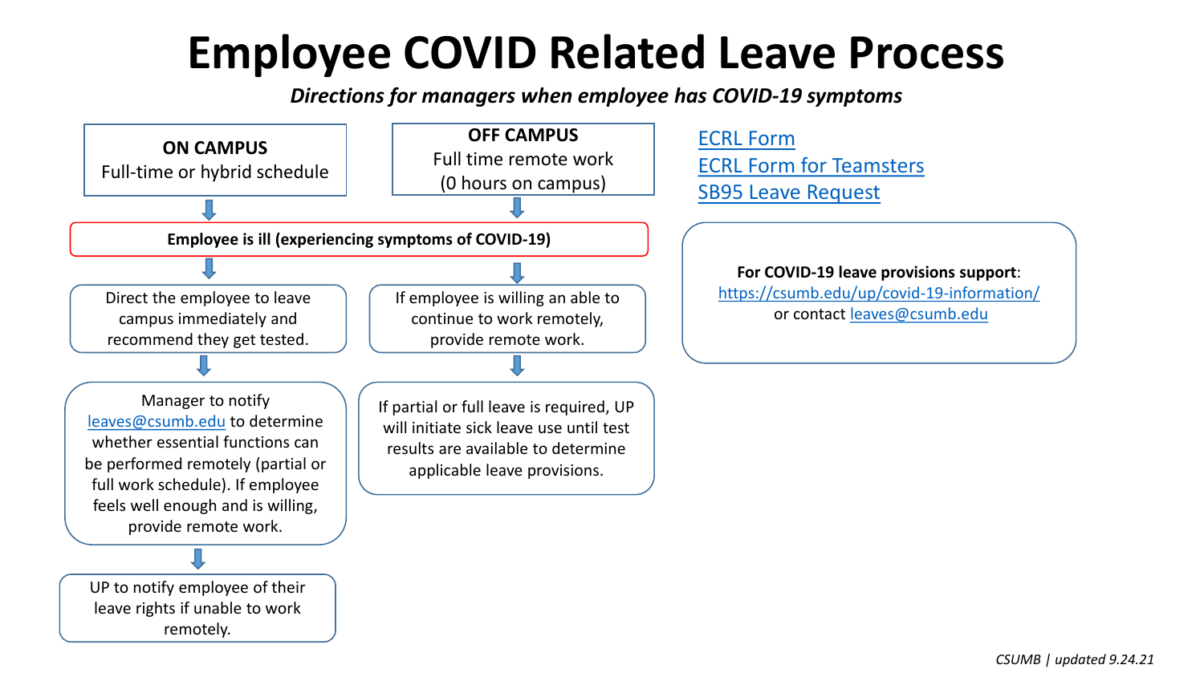# Employee COVID Related Leave Process

***Directions for managers when employee has COVID-19 symptoms***

**ON CAMPUS**
Full-time or hybrid schedule

**OFF CAMPUS**
Full time remote work
(0 hours on campus)

**Employee is ill (experiencing symptoms of COVID-19)**

**ON CAMPUS:**

1. Direct the employee to leave campus immediately and recommend they get tested.
2. Manager to notify leaves@csumb.edu to determine whether essential functions can be performed remotely (partial or full work schedule). If employee feels well enough and is willing, provide remote work.
3. UP to notify employee of their leave rights if unable to work remotely.

**OFF CAMPUS:**

1. If employee is willing an able to continue to work remotely, provide remote work.
2. If partial or full leave is required, UP will initiate sick leave use until test results are available to determine applicable leave provisions.

ECRL Form
ECRL Form for Teamsters
SB95 Leave Request

**For COVID-19 leave provisions support**:
https://csumb.edu/up/covid-19-information/
or contact leaves@csumb.edu

*CSUMB | updated 9.24.21*